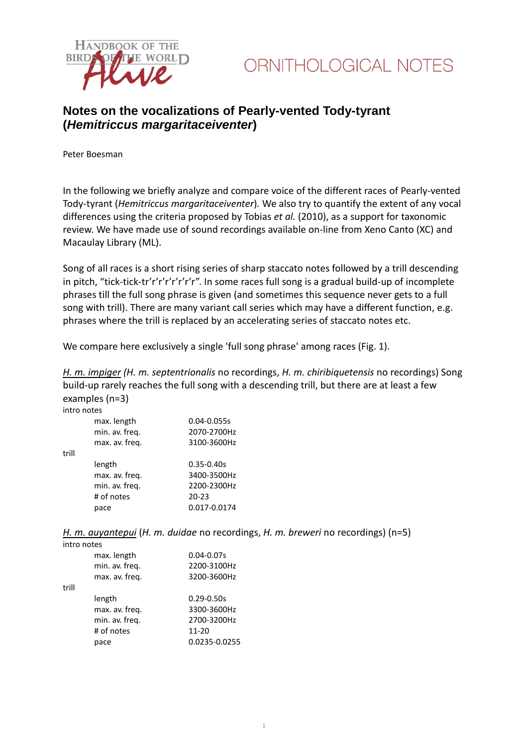# Notes on the vocalizations of Pearly-vented Tody-tyrant (*Hemitriccus margaritaceiventer*)

Peter Boesman

In the following we briefly analyze and compare voice of the different races of Pearly-vented Tody-tyrant (*Hemitriccus margaritaceiventer*). We also try to quantify the extent of any vocal differences using the criteria proposed by Tobias *et al.* (2010), as a support for taxonomic review. We have made use of sound recordings available on-line from Xeno Canto (XC) and Macaulay Library (ML).

Song of all races is a short rising series of sharp staccato notes followed by a trill descending in pitch, "tick-tick-tr'r'r'r'r'r'r'r". In some races full song is a gradual build-up of incomplete phrases till the full song phrase is given (and sometimes this sequence never gets to a full song with trill). There are many variant call series which may have a different function, e.g. phrases where the trill is replaced by an accelerating series of staccato notes etc.

We compare here exclusively a single 'full song phrase' among races (Fig. 1).

*H. m. impiger* (*H. m. septentrionalis* no recordings, *H. m. chiribiquetensis* no recordings) Song build-up rarely reaches the full song with a descending trill, but there are at least a few examples (n=3)

| | | |
|---|---|---|
| intro notes | | |
| | max. length | 0.04-0.055s |
| | min. av. freq. | 2070-2700Hz |
| | max. av. freq. | 3100-3600Hz |
| trill | | |
| | length | 0.35-0.40s |
| | max. av. freq. | 3400-3500Hz |
| | min. av. freq. | 2200-2300Hz |
| | # of notes | 20-23 |
| | pace | 0.017-0.0174 |

*H. m. auyantepui* (*H. m. duidae* no recordings, *H. m. breweri* no recordings) (n=5)

| | | |
|---|---|---|
| intro notes | | |
| | max. length | 0.04-0.07s |
| | min. av. freq. | 2200-3100Hz |
| | max. av. freq. | 3200-3600Hz |
| trill | | |
| | length | 0.29-0.50s |
| | max. av. freq. | 3300-3600Hz |
| | min. av. freq. | 2700-3200Hz |
| | # of notes | 11-20 |
| | pace | 0.0235-0.0255 |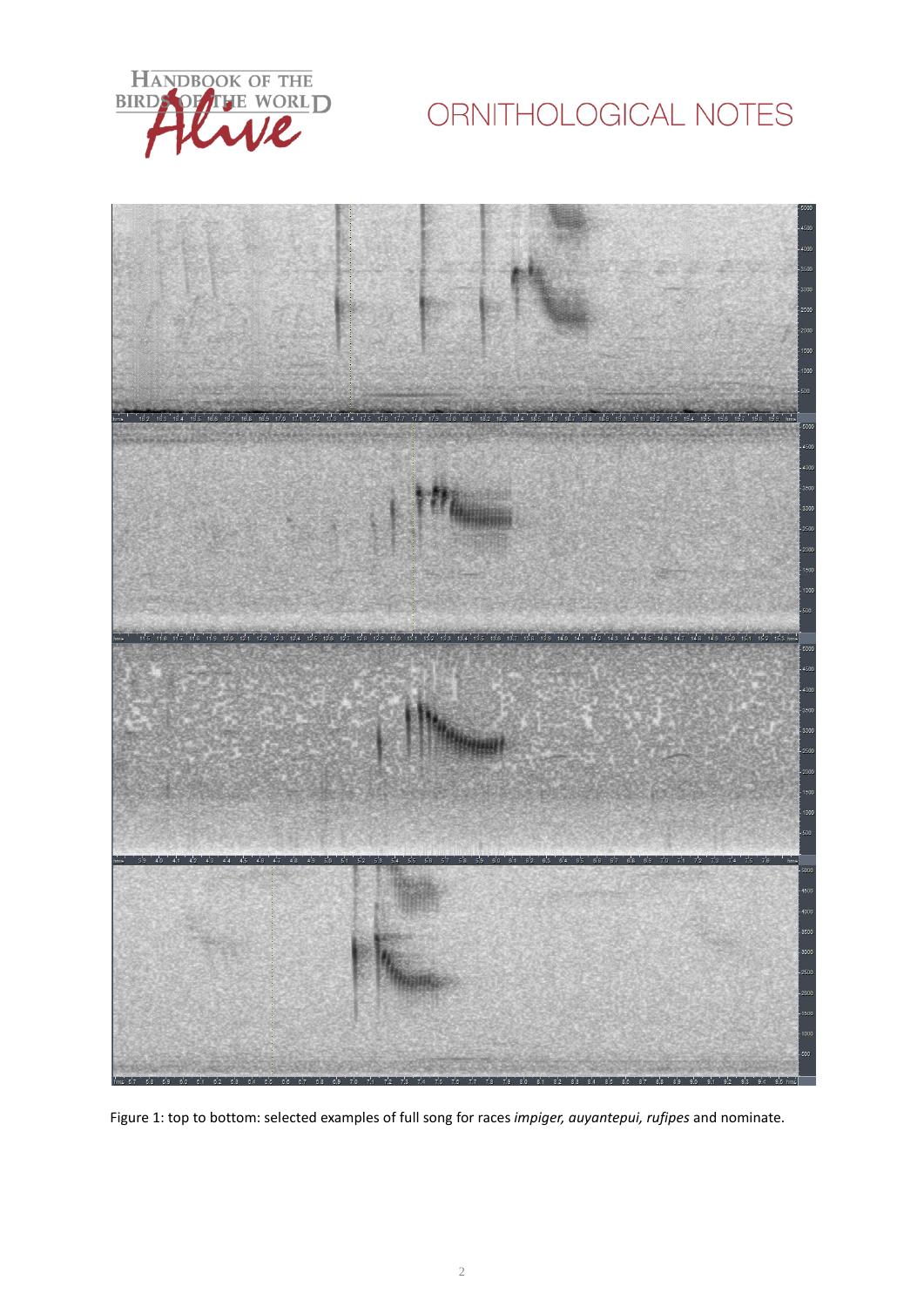Figure 1: top to bottom: selected examples of full song for races *impiger, auyantepui, rufipes* and nominate.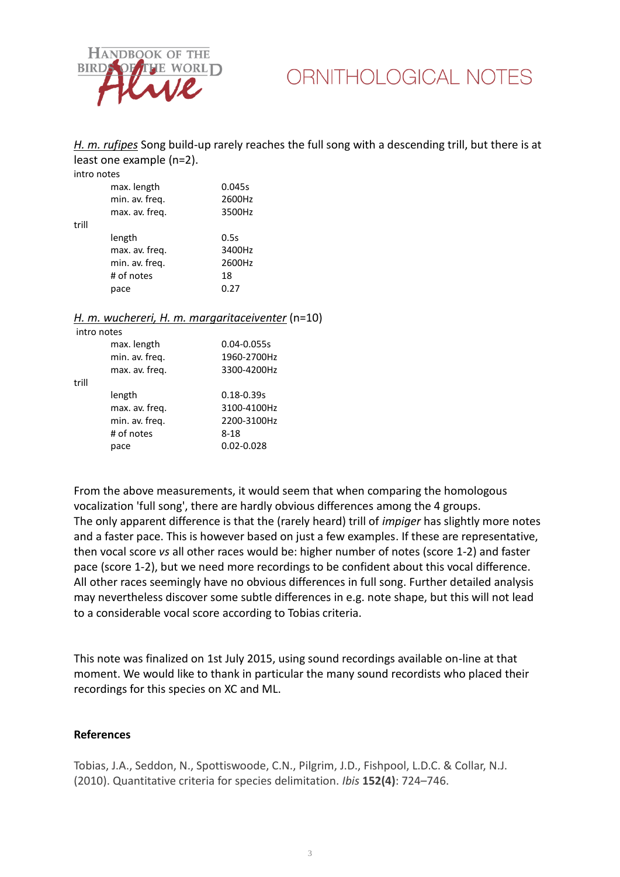*H. m. rufipes* Song build-up rarely reaches the full song with a descending trill, but there is at least one example (n=2).

intro notes

| | |
|---|---|
| max. length | 0.045s |
| min. av. freq. | 2600Hz |
| max. av. freq. | 3500Hz |

trill

| | |
|---|---|
| length | 0.5s |
| max. av. freq. | 3400Hz |
| min. av. freq. | 2600Hz |
| # of notes | 18 |
| pace | 0.27 |

*H. m. wuchereri, H. m. margaritaceiventer* (n=10)

intro notes

| | |
|---|---|
| max. length | 0.04-0.055s |
| min. av. freq. | 1960-2700Hz |
| max. av. freq. | 3300-4200Hz |

trill

| | |
|---|---|
| length | 0.18-0.39s |
| max. av. freq. | 3100-4100Hz |
| min. av. freq. | 2200-3100Hz |
| # of notes | 8-18 |
| pace | 0.02-0.028 |

From the above measurements, it would seem that when comparing the homologous vocalization 'full song', there are hardly obvious differences among the 4 groups. The only apparent difference is that the (rarely heard) trill of *impiger* has slightly more notes and a faster pace. This is however based on just a few examples. If these are representative, then vocal score *vs* all other races would be: higher number of notes (score 1-2) and faster pace (score 1-2), but we need more recordings to be confident about this vocal difference. All other races seemingly have no obvious differences in full song. Further detailed analysis may nevertheless discover some subtle differences in e.g. note shape, but this will not lead to a considerable vocal score according to Tobias criteria.

This note was finalized on 1st July 2015, using sound recordings available on-line at that moment. We would like to thank in particular the many sound recordists who placed their recordings for this species on XC and ML.

**References**

Tobias, J.A., Seddon, N., Spottiswoode, C.N., Pilgrim, J.D., Fishpool, L.D.C. & Collar, N.J. (2010). Quantitative criteria for species delimitation. *Ibis* **152(4)**: 724–746.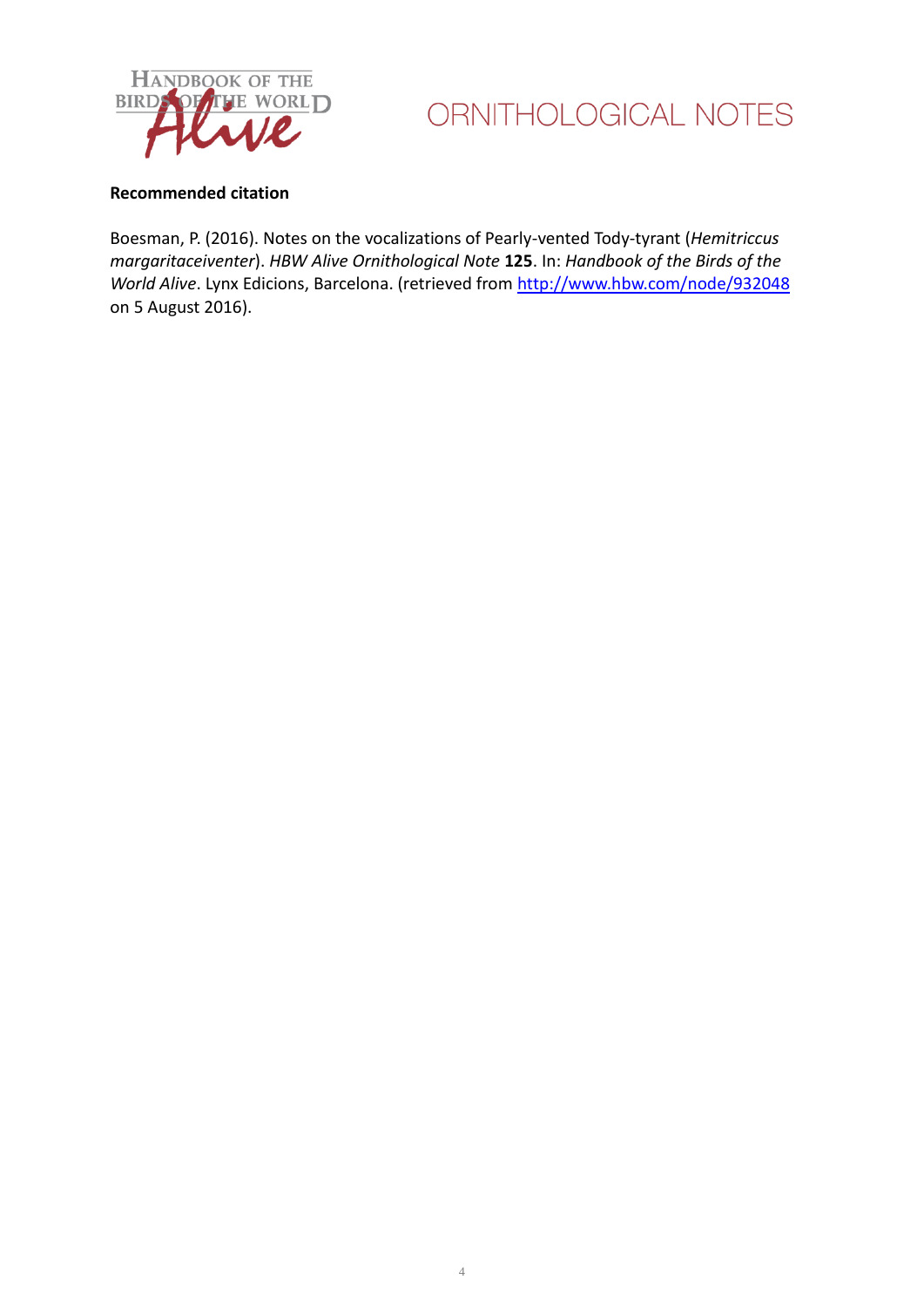**Recommended citation**

Boesman, P. (2016). Notes on the vocalizations of Pearly-vented Tody-tyrant (*Hemitriccus margaritaceiventer*). *HBW Alive Ornithological Note* **125**. In: *Handbook of the Birds of the World Alive*. Lynx Edicions, Barcelona. (retrieved from http://www.hbw.com/node/932048 on 5 August 2016).